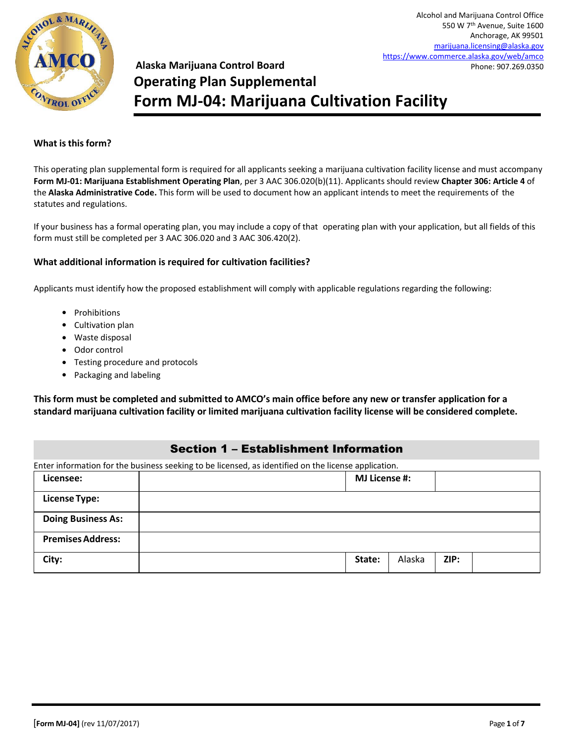Alcohol and Marijuana Control Office
550 W 7th Avenue, Suite 1600
Anchorage, AK 99501
marijuana.licensing@alaska.gov
https://www.commerce.alaska.gov/web/amco
Phone: 907.269.0350

**Alaska Marijuana Control Board**

# Operating Plan Supplemental
# Form MJ-04: Marijuana Cultivation Facility

**What is this form?**

This operating plan supplemental form is required for all applicants seeking a marijuana cultivation facility license and must accompany **Form MJ-01: Marijuana Establishment Operating Plan**, per 3 AAC 306.020(b)(11). Applicants should review **Chapter 306: Article 4** of the **Alaska Administrative Code.** This form will be used to document how an applicant intends to meet the requirements of the statutes and regulations.

If your business has a formal operating plan, you may include a copy of that operating plan with your application, but all fields of this form must still be completed per 3 AAC 306.020 and 3 AAC 306.420(2).

**What additional information is required for cultivation facilities?**

Applicants must identify how the proposed establishment will comply with applicable regulations regarding the following:

- Prohibitions
- Cultivation plan
- Waste disposal
- Odor control
- Testing procedure and protocols
- Packaging and labeling

**This form must be completed and submitted to AMCO's main office before any new or transfer application for a standard marijuana cultivation facility or limited marijuana cultivation facility license will be considered complete.**

## Section 1 – Establishment Information

Enter information for the business seeking to be licensed, as identified on the license application.

| **Licensee:** | | **MJ License #:** | | | |
|---|---|---|---|---|---|
| **License Type:** | | | | | |
| **Doing Business As:** | | | | | |
| **Premises Address:** | | | | | |
| **City:** | | **State:** | Alaska | **ZIP:** | |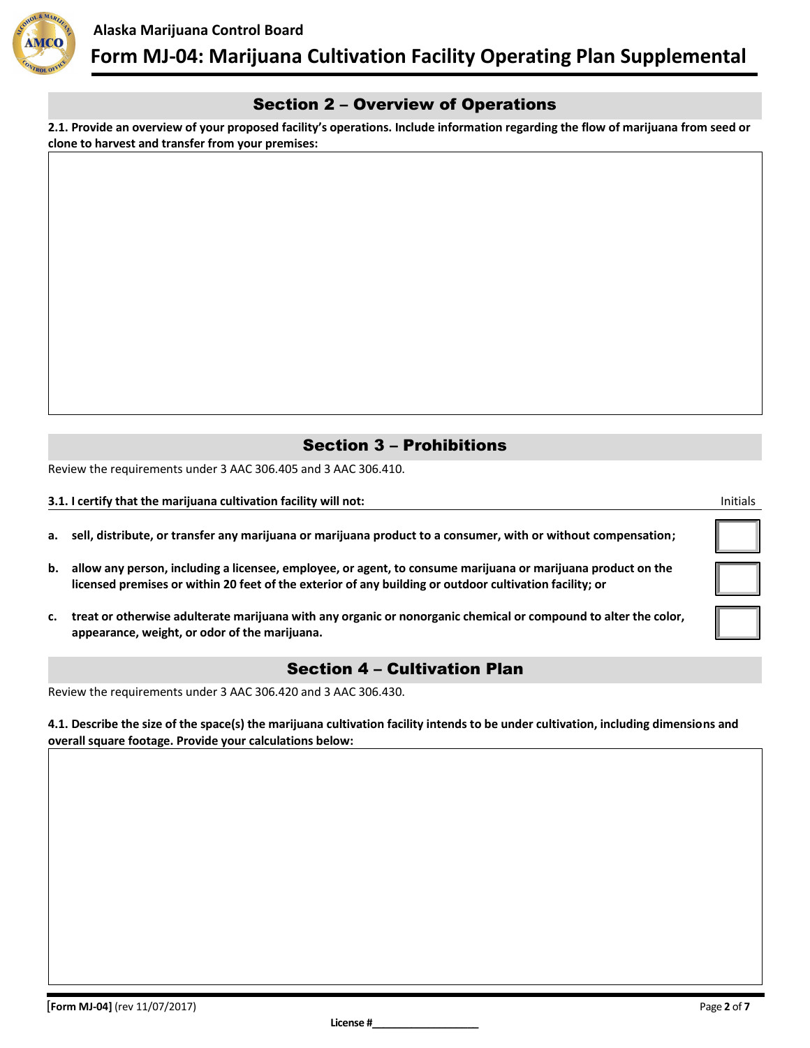## Section 2 – Overview of Operations

**2.1. Provide an overview of your proposed facility's operations. Include information regarding the flow of marijuana from seed or clone to harvest and transfer from your premises:**

## Section 3 – Prohibitions

Review the requirements under 3 AAC 306.405 and 3 AAC 306.410.

| **3.1. I certify that the marijuana cultivation facility will not:** | Initials |
| --- | --- |
| **a. sell, distribute, or transfer any marijuana or marijuana product to a consumer, with or without compensation;** | |
| **b. allow any person, including a licensee, employee, or agent, to consume marijuana or marijuana product on the licensed premises or within 20 feet of the exterior of any building or outdoor cultivation facility; or** | |
| **c. treat or otherwise adulterate marijuana with any organic or nonorganic chemical or compound to alter the color, appearance, weight, or odor of the marijuana.** | |

## Section 4 – Cultivation Plan

Review the requirements under 3 AAC 306.420 and 3 AAC 306.430.

**4.1. Describe the size of the space(s) the marijuana cultivation facility intends to be under cultivation, including dimensions and overall square footage. Provide your calculations below:**

**License #**\_\_\_\_\_\_\_\_\_\_\_\_\_\_\_\_\_\_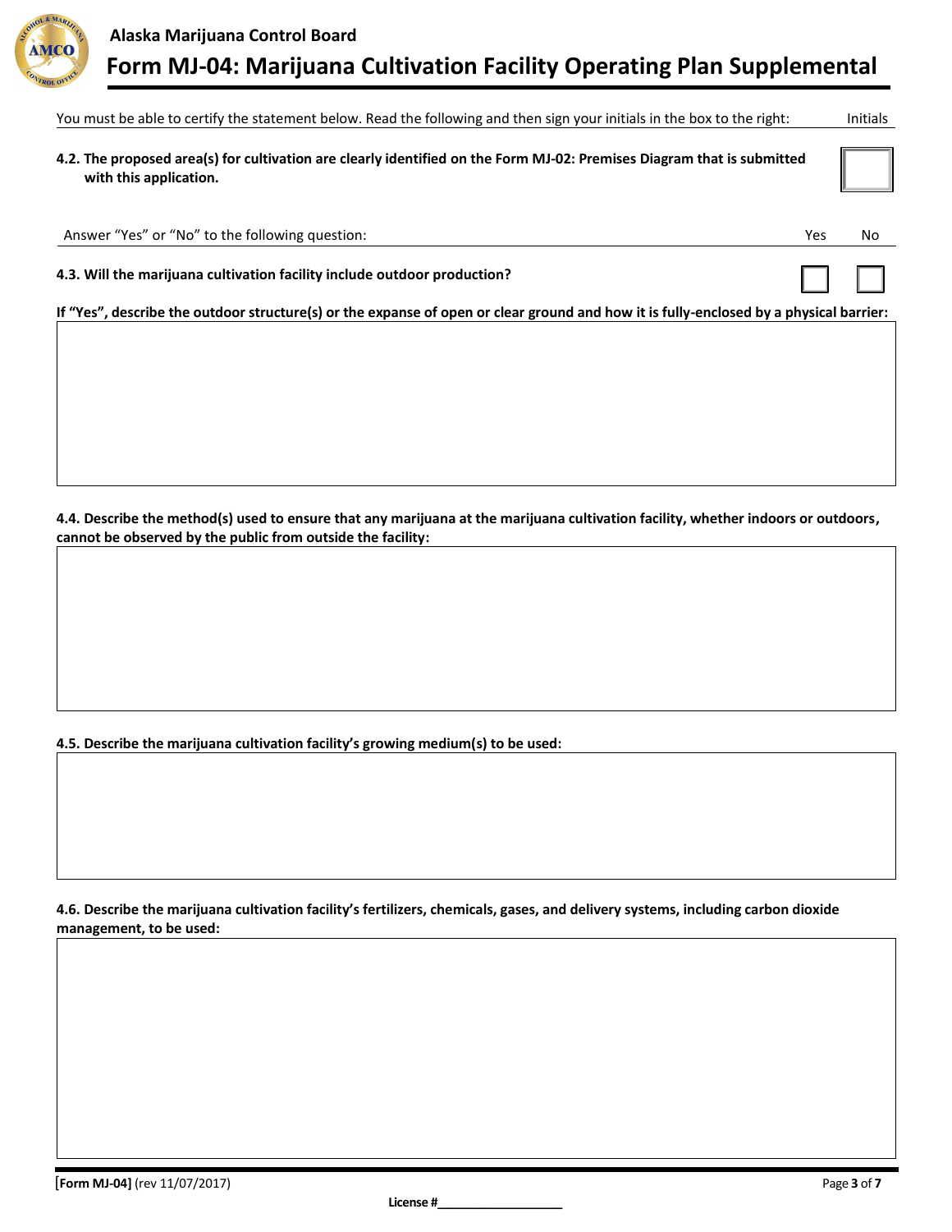**Alaska Marijuana Control Board**

# Form MJ-04: Marijuana Cultivation Facility Operating Plan Supplemental

| You must be able to certify the statement below. Read the following and then sign your initials in the box to the right: | Initials |
|---|---|
| **4.2. The proposed area(s) for cultivation are clearly identified on the Form MJ-02: Premises Diagram that is submitted with this application.** | |

| Answer "Yes" or "No" to the following question: | Yes | No |
|---|---|---|
| **4.3. Will the marijuana cultivation facility include outdoor production?** | | |

**If "Yes", describe the outdoor structure(s) or the expanse of open or clear ground and how it is fully-enclosed by a physical barrier:**

**4.4. Describe the method(s) used to ensure that any marijuana at the marijuana cultivation facility, whether indoors or outdoors, cannot be observed by the public from outside the facility:**

**4.5. Describe the marijuana cultivation facility's growing medium(s) to be used:**

**4.6. Describe the marijuana cultivation facility's fertilizers, chemicals, gases, and delivery systems, including carbon dioxide management, to be used:**

**License #__________________**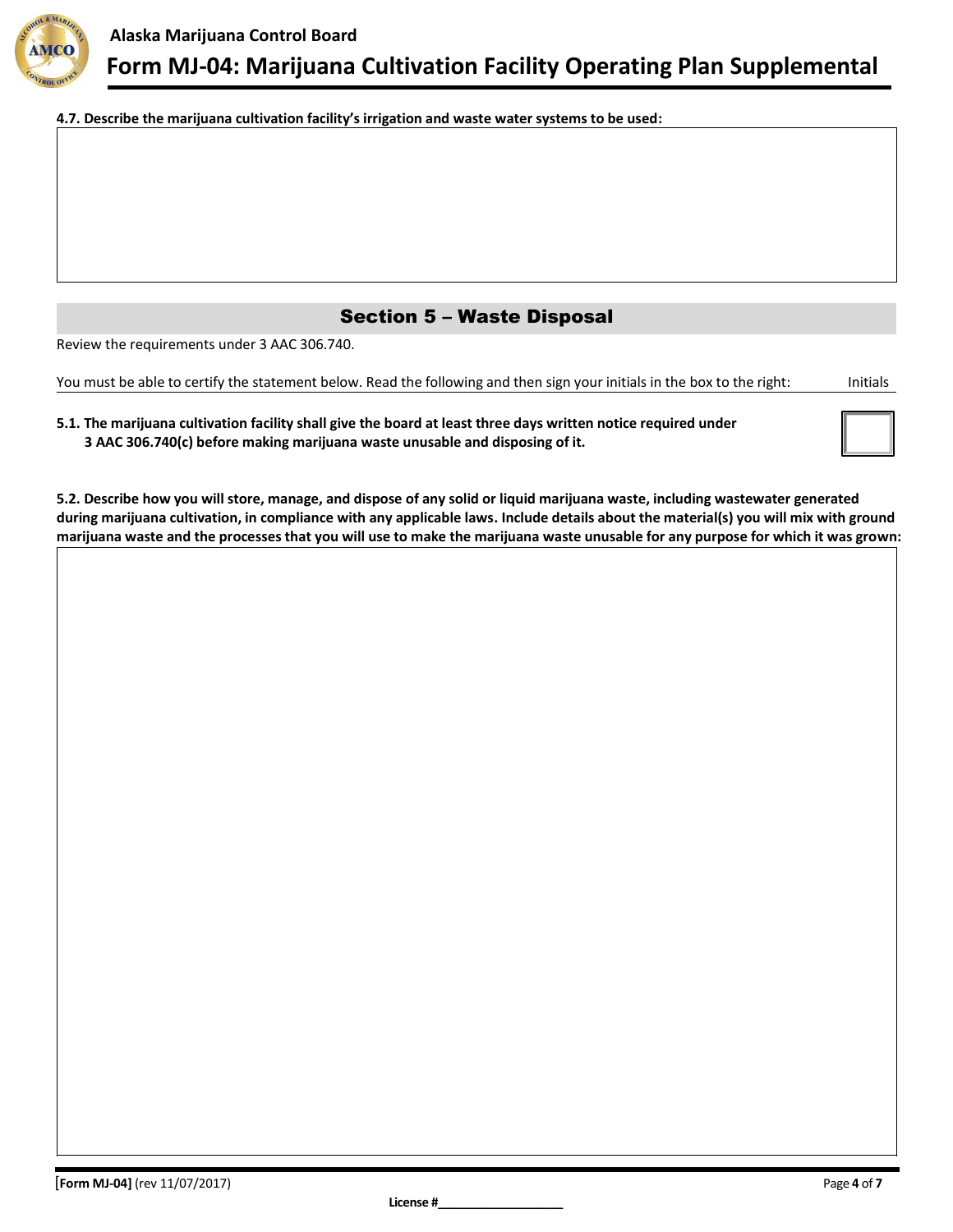**4.7. Describe the marijuana cultivation facility's irrigation and waste water systems to be used:**

## Section 5 – Waste Disposal

Review the requirements under 3 AAC 306.740.

| You must be able to certify the statement below. Read the following and then sign your initials in the box to the right: | Initials |
| --- | --- |
| **5.1. The marijuana cultivation facility shall give the board at least three days written notice required under 3 AAC 306.740(c) before making marijuana waste unusable and disposing of it.** | |

**5.2. Describe how you will store, manage, and dispose of any solid or liquid marijuana waste, including wastewater generated during marijuana cultivation, in compliance with any applicable laws. Include details about the material(s) you will mix with ground marijuana waste and the processes that you will use to make the marijuana waste unusable for any purpose for which it was grown:**

[Form MJ-04] (rev 11/07/2017)

License #___________________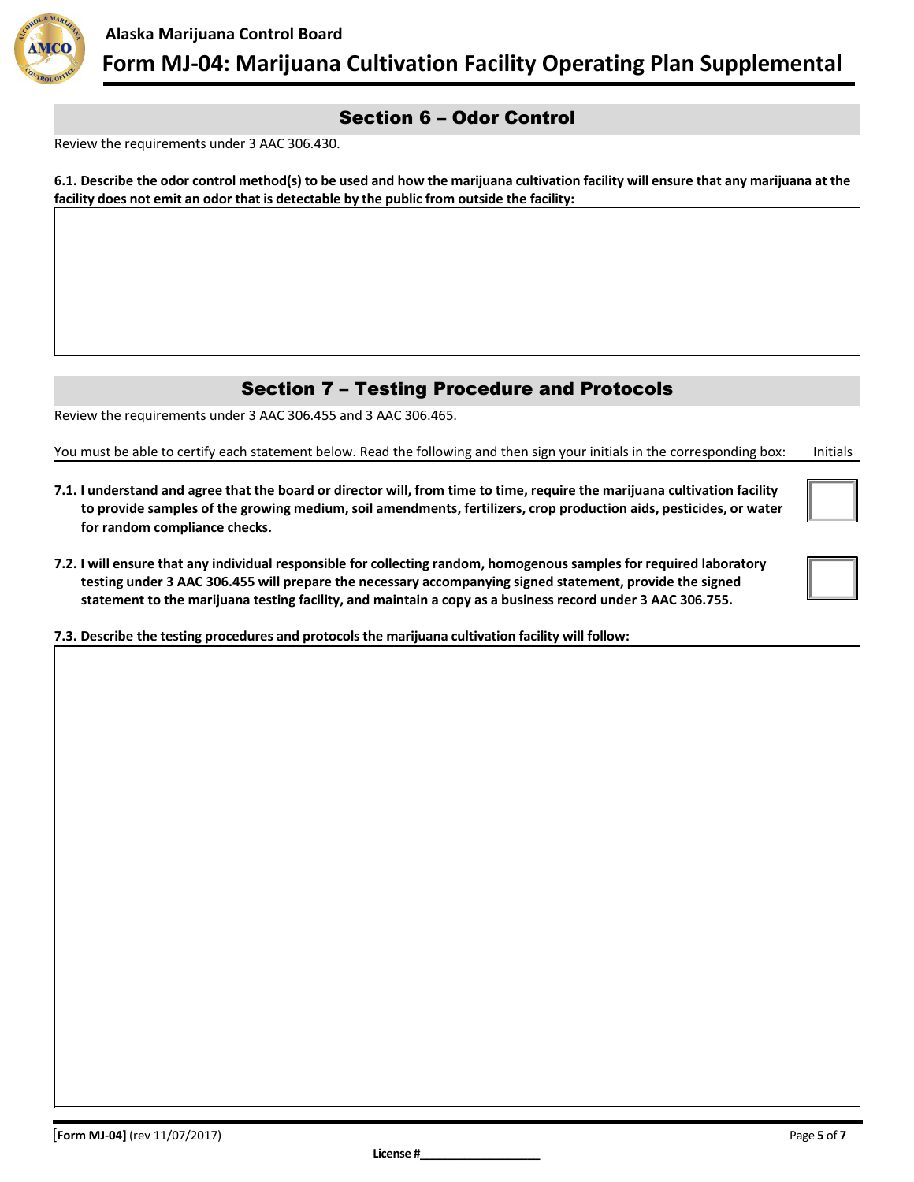## Section 6 – Odor Control

Review the requirements under 3 AAC 306.430.

**6.1. Describe the odor control method(s) to be used and how the marijuana cultivation facility will ensure that any marijuana at the facility does not emit an odor that is detectable by the public from outside the facility:**

## Section 7 – Testing Procedure and Protocols

Review the requirements under 3 AAC 306.455 and 3 AAC 306.465.

You must be able to certify each statement below. Read the following and then sign your initials in the corresponding box: Initials

**7.1. I understand and agree that the board or director will, from time to time, require the marijuana cultivation facility to provide samples of the growing medium, soil amendments, fertilizers, crop production aids, pesticides, or water for random compliance checks.**

**7.2. I will ensure that any individual responsible for collecting random, homogenous samples for required laboratory testing under 3 AAC 306.455 will prepare the necessary accompanying signed statement, provide the signed statement to the marijuana testing facility, and maintain a copy as a business record under 3 AAC 306.755.**

**7.3. Describe the testing procedures and protocols the marijuana cultivation facility will follow:**

**[Form MJ-04]** (rev 11/07/2017)

**License #**___________________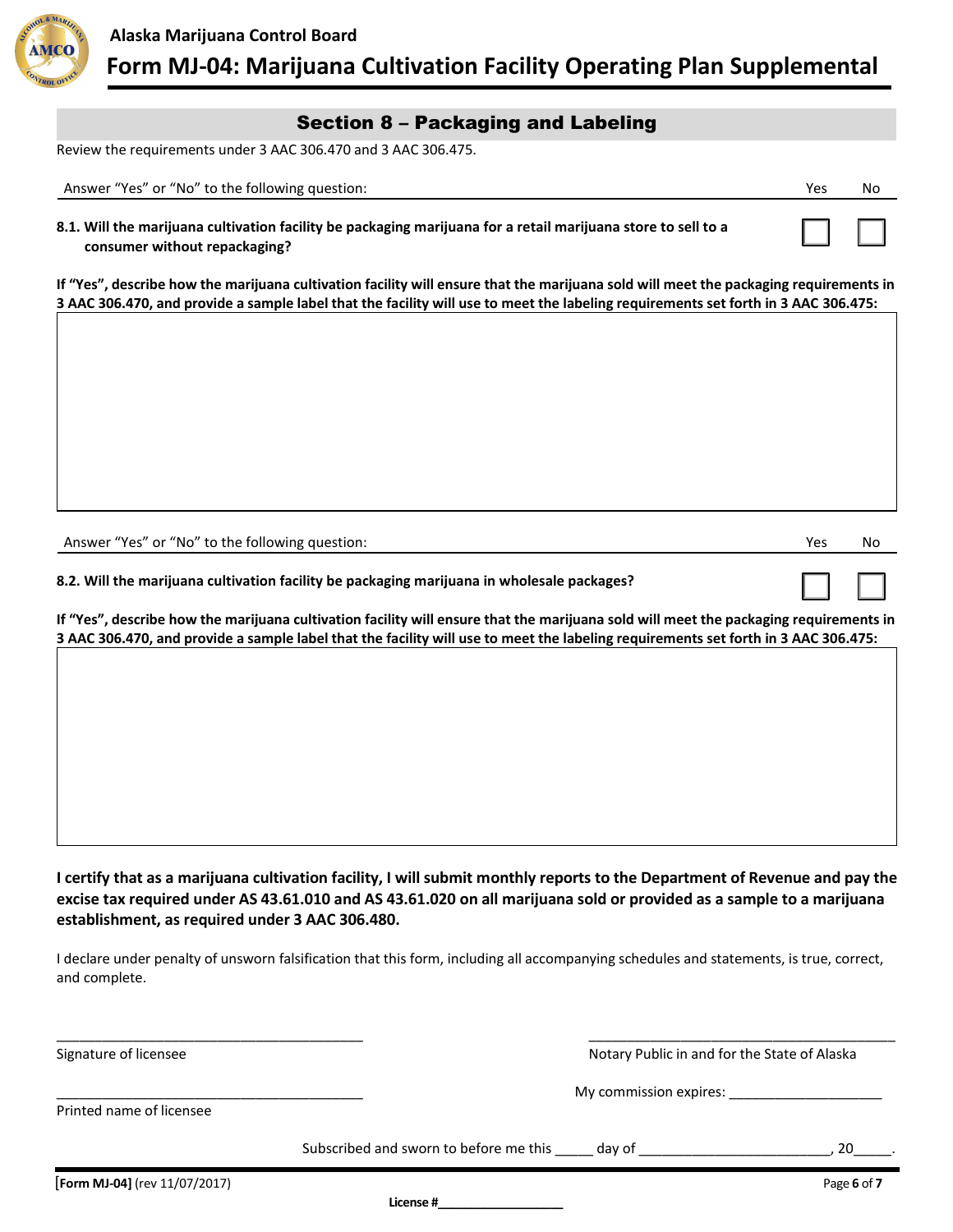## Section 8 – Packaging and Labeling

Review the requirements under 3 AAC 306.470 and 3 AAC 306.475.

| Answer "Yes" or "No" to the following question: | Yes | No |
|---|---|---|
| **8.1. Will the marijuana cultivation facility be packaging marijuana for a retail marijuana store to sell to a consumer without repackaging?** | ☐ | ☐ |

**If "Yes", describe how the marijuana cultivation facility will ensure that the marijuana sold will meet the packaging requirements in 3 AAC 306.470, and provide a sample label that the facility will use to meet the labeling requirements set forth in 3 AAC 306.475:**

| Answer "Yes" or "No" to the following question: | Yes | No |
|---|---|---|
| **8.2. Will the marijuana cultivation facility be packaging marijuana in wholesale packages?** | ☐ | ☐ |

**If "Yes", describe how the marijuana cultivation facility will ensure that the marijuana sold will meet the packaging requirements in 3 AAC 306.470, and provide a sample label that the facility will use to meet the labeling requirements set forth in 3 AAC 306.475:**

**I certify that as a marijuana cultivation facility, I will submit monthly reports to the Department of Revenue and pay the excise tax required under AS 43.61.010 and AS 43.61.020 on all marijuana sold or provided as a sample to a marijuana establishment, as required under 3 AAC 306.480.**

I declare under penalty of unsworn falsification that this form, including all accompanying schedules and statements, is true, correct, and complete.

_______________________________________
Signature of licensee

_______________________________________
Printed name of licensee

_______________________________________
Notary Public in and for the State of Alaska

My commission expires: ____________________

Subscribed and sworn to before me this _____ day of ________________________, 20_____.

**[Form MJ-04]** (rev 11/07/2017)

**License #**__________________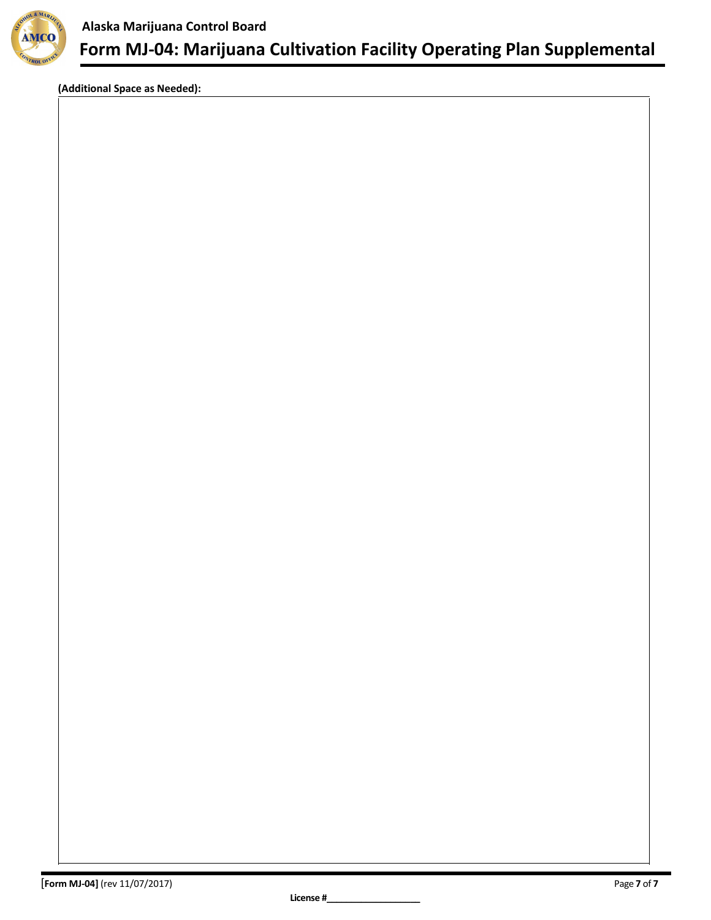**(Additional Space as Needed):**

License #\_\_\_\_\_\_\_\_\_\_\_\_\_\_\_\_\_\_